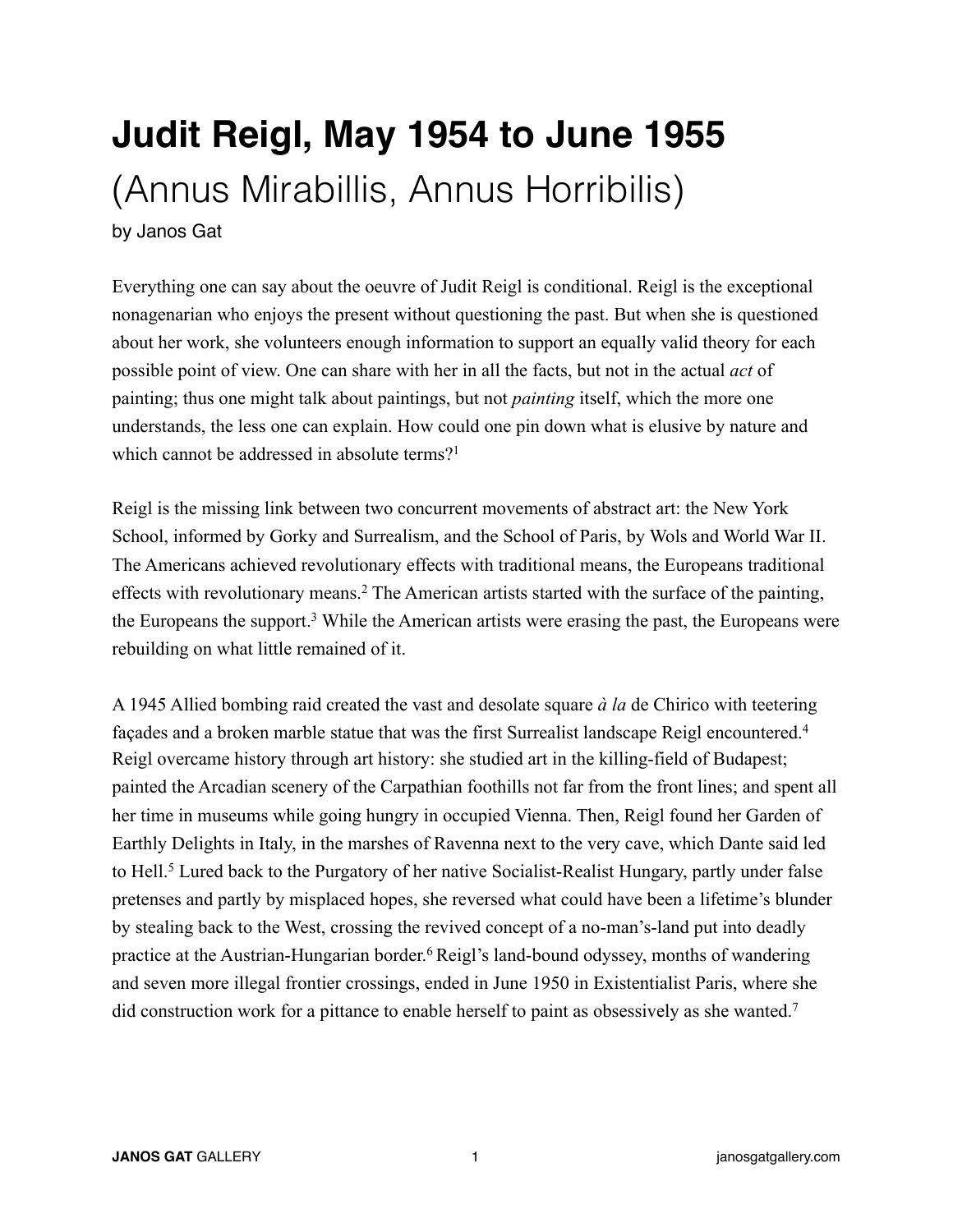# Judit Reigl, May 1954 to June 1955

## (Annus Mirabillis, Annus Horribilis)

by Janos Gat

Everything one can say about the oeuvre of Judit Reigl is conditional. Reigl is the exceptional nonagenarian who enjoys the present without questioning the past. But when she is questioned about her work, she volunteers enough information to support an equally valid theory for each possible point of view. One can share with her in all the facts, but not in the actual *act* of painting; thus one might talk about paintings, but not *painting* itself, which the more one understands, the less one can explain. How could one pin down what is elusive by nature and which cannot be addressed in absolute terms?[1]

Reigl is the missing link between two concurrent movements of abstract art: the New York School, informed by Gorky and Surrealism, and the School of Paris, by Wols and World War II. The Americans achieved revolutionary effects with traditional means, the Europeans traditional effects with revolutionary means.[2] The American artists started with the surface of the painting, the Europeans the support.[3] While the American artists were erasing the past, the Europeans were rebuilding on what little remained of it.

A 1945 Allied bombing raid created the vast and desolate square *à la* de Chirico with teetering façades and a broken marble statue that was the first Surrealist landscape Reigl encountered.[4] Reigl overcame history through art history: she studied art in the killing-field of Budapest; painted the Arcadian scenery of the Carpathian foothills not far from the front lines; and spent all her time in museums while going hungry in occupied Vienna. Then, Reigl found her Garden of Earthly Delights in Italy, in the marshes of Ravenna next to the very cave, which Dante said led to Hell.[5] Lured back to the Purgatory of her native Socialist-Realist Hungary, partly under false pretenses and partly by misplaced hopes, she reversed what could have been a lifetime's blunder by stealing back to the West, crossing the revived concept of a no-man's-land put into deadly practice at the Austrian-Hungarian border.[6] Reigl's land-bound odyssey, months of wandering and seven more illegal frontier crossings, ended in June 1950 in Existentialist Paris, where she did construction work for a pittance to enable herself to paint as obsessively as she wanted.[7]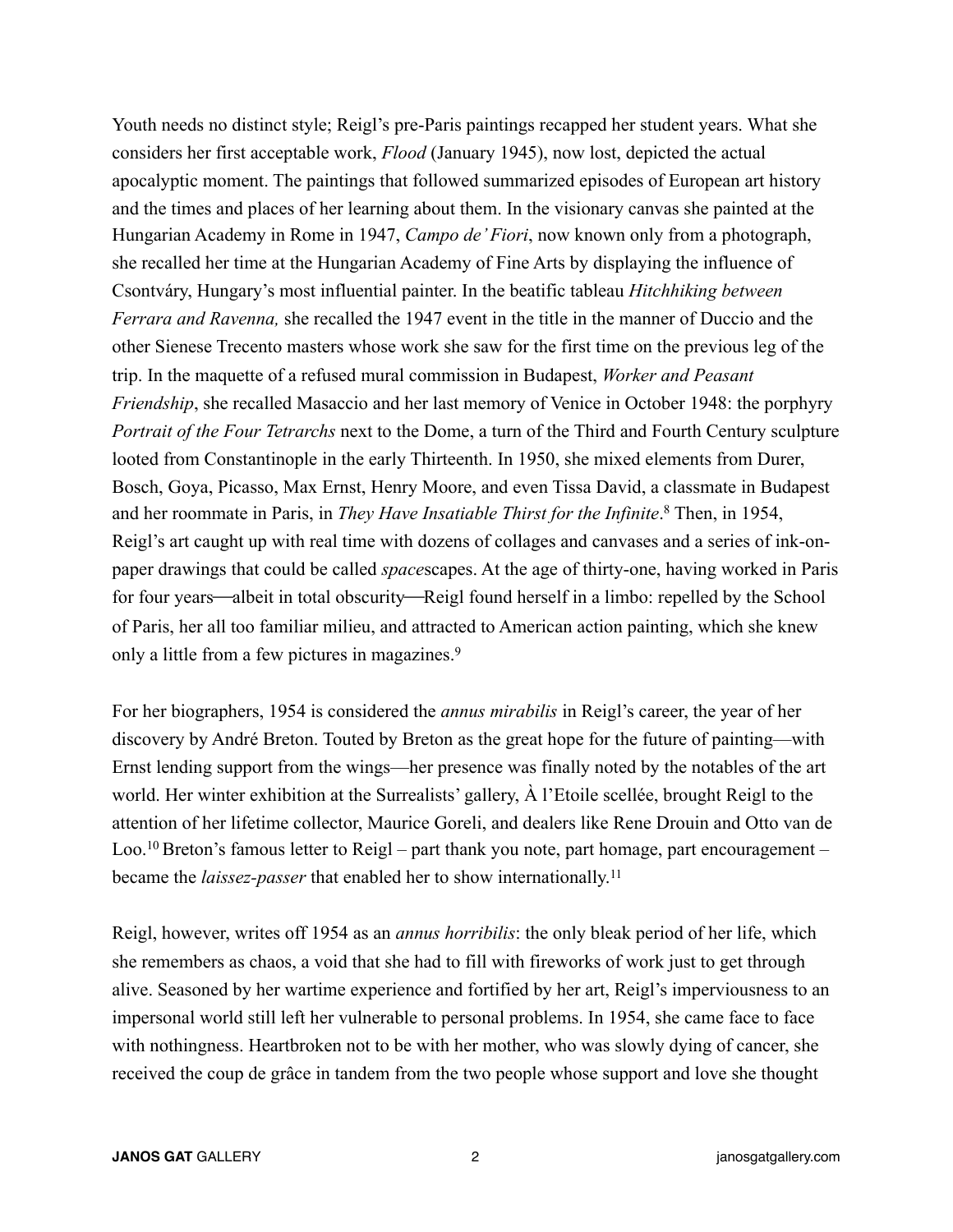Youth needs no distinct style; Reigl's pre-Paris paintings recapped her student years. What she considers her first acceptable work, *Flood* (January 1945), now lost, depicted the actual apocalyptic moment. The paintings that followed summarized episodes of European art history and the times and places of her learning about them. In the visionary canvas she painted at the Hungarian Academy in Rome in 1947, *Campo de' Fiori*, now known only from a photograph, she recalled her time at the Hungarian Academy of Fine Arts by displaying the influence of Csontváry, Hungary's most influential painter. In the beatific tableau *Hitchhiking between Ferrara and Ravenna,* she recalled the 1947 event in the title in the manner of Duccio and the other Sienese Trecento masters whose work she saw for the first time on the previous leg of the trip. In the maquette of a refused mural commission in Budapest, *Worker and Peasant Friendship*, she recalled Masaccio and her last memory of Venice in October 1948: the porphyry *Portrait of the Four Tetrarchs* next to the Dome, a turn of the Third and Fourth Century sculpture looted from Constantinople in the early Thirteenth. In 1950, she mixed elements from Durer, Bosch, Goya, Picasso, Max Ernst, Henry Moore, and even Tissa David, a classmate in Budapest and her roommate in Paris, in *They Have Insatiable Thirst for the Infinite*.[8] Then, in 1954, Reigl's art caught up with real time with dozens of collages and canvases and a series of ink-on-paper drawings that could be called *space*scapes. At the age of thirty-one, having worked in Paris for four years—albeit in total obscurity—Reigl found herself in a limbo: repelled by the School of Paris, her all too familiar milieu, and attracted to American action painting, which she knew only a little from a few pictures in magazines.[9]

For her biographers, 1954 is considered the *annus mirabilis* in Reigl's career, the year of her discovery by André Breton. Touted by Breton as the great hope for the future of painting—with Ernst lending support from the wings—her presence was finally noted by the notables of the art world. Her winter exhibition at the Surrealists' gallery, À l'Etoile scellée, brought Reigl to the attention of her lifetime collector, Maurice Goreli, and dealers like Rene Drouin and Otto van de Loo.[10] Breton's famous letter to Reigl – part thank you note, part homage, part encouragement – became the *laissez-passer* that enabled her to show internationally.[11]

Reigl, however, writes off 1954 as an *annus horribilis*: the only bleak period of her life, which she remembers as chaos, a void that she had to fill with fireworks of work just to get through alive. Seasoned by her wartime experience and fortified by her art, Reigl's imperviousness to an impersonal world still left her vulnerable to personal problems. In 1954, she came face to face with nothingness. Heartbroken not to be with her mother, who was slowly dying of cancer, she received the coup de grâce in tandem from the two people whose support and love she thought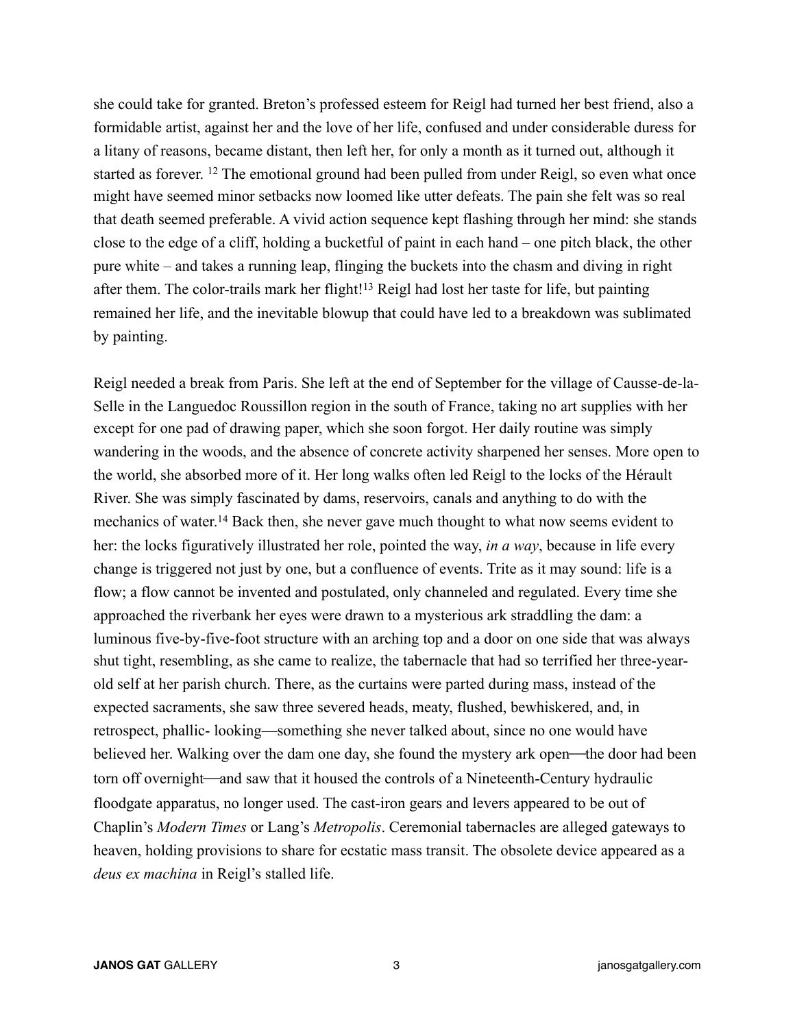she could take for granted. Breton's professed esteem for Reigl had turned her best friend, also a formidable artist, against her and the love of her life, confused and under considerable duress for a litany of reasons, became distant, then left her, for only a month as it turned out, although it started as forever. [12] The emotional ground had been pulled from under Reigl, so even what once might have seemed minor setbacks now loomed like utter defeats. The pain she felt was so real that death seemed preferable. A vivid action sequence kept flashing through her mind: she stands close to the edge of a cliff, holding a bucketful of paint in each hand – one pitch black, the other pure white – and takes a running leap, flinging the buckets into the chasm and diving in right after them. The color-trails mark her flight![13] Reigl had lost her taste for life, but painting remained her life, and the inevitable blowup that could have led to a breakdown was sublimated by painting.

Reigl needed a break from Paris. She left at the end of September for the village of Causse-de-la-Selle in the Languedoc Roussillon region in the south of France, taking no art supplies with her except for one pad of drawing paper, which she soon forgot. Her daily routine was simply wandering in the woods, and the absence of concrete activity sharpened her senses. More open to the world, she absorbed more of it. Her long walks often led Reigl to the locks of the Hérault River. She was simply fascinated by dams, reservoirs, canals and anything to do with the mechanics of water.[14] Back then, she never gave much thought to what now seems evident to her: the locks figuratively illustrated her role, pointed the way, *in a way*, because in life every change is triggered not just by one, but a confluence of events. Trite as it may sound: life is a flow; a flow cannot be invented and postulated, only channeled and regulated. Every time she approached the riverbank her eyes were drawn to a mysterious ark straddling the dam: a luminous five-by-five-foot structure with an arching top and a door on one side that was always shut tight, resembling, as she came to realize, the tabernacle that had so terrified her three-year-old self at her parish church. There, as the curtains were parted during mass, instead of the expected sacraments, she saw three severed heads, meaty, flushed, bewhiskered, and, in retrospect, phallic- looking—something she never talked about, since no one would have believed her. Walking over the dam one day, she found the mystery ark open—the door had been torn off overnight—and saw that it housed the controls of a Nineteenth-Century hydraulic floodgate apparatus, no longer used. The cast-iron gears and levers appeared to be out of Chaplin's *Modern Times* or Lang's *Metropolis*. Ceremonial tabernacles are alleged gateways to heaven, holding provisions to share for ecstatic mass transit. The obsolete device appeared as a *deus ex machina* in Reigl's stalled life.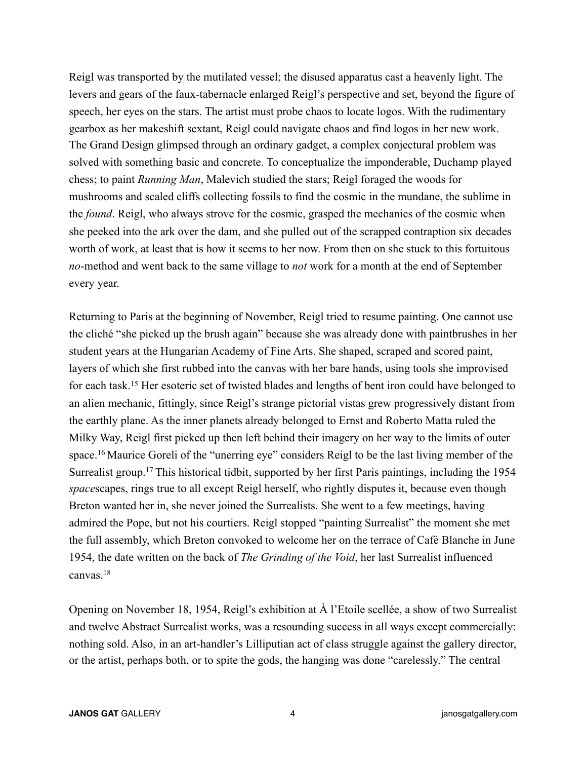Reigl was transported by the mutilated vessel; the disused apparatus cast a heavenly light. The levers and gears of the faux-tabernacle enlarged Reigl's perspective and set, beyond the figure of speech, her eyes on the stars. The artist must probe chaos to locate logos. With the rudimentary gearbox as her makeshift sextant, Reigl could navigate chaos and find logos in her new work. The Grand Design glimpsed through an ordinary gadget, a complex conjectural problem was solved with something basic and concrete. To conceptualize the imponderable, Duchamp played chess; to paint *Running Man*, Malevich studied the stars; Reigl foraged the woods for mushrooms and scaled cliffs collecting fossils to find the cosmic in the mundane, the sublime in the *found*. Reigl, who always strove for the cosmic, grasped the mechanics of the cosmic when she peeked into the ark over the dam, and she pulled out of the scrapped contraption six decades worth of work, at least that is how it seems to her now. From then on she stuck to this fortuitous *no*-method and went back to the same village to *not* work for a month at the end of September every year.

Returning to Paris at the beginning of November, Reigl tried to resume painting. One cannot use the cliché "she picked up the brush again" because she was already done with paintbrushes in her student years at the Hungarian Academy of Fine Arts. She shaped, scraped and scored paint, layers of which she first rubbed into the canvas with her bare hands, using tools she improvised for each task.[15] Her esoteric set of twisted blades and lengths of bent iron could have belonged to an alien mechanic, fittingly, since Reigl's strange pictorial vistas grew progressively distant from the earthly plane. As the inner planets already belonged to Ernst and Roberto Matta ruled the Milky Way, Reigl first picked up then left behind their imagery on her way to the limits of outer space.[16] Maurice Goreli of the "unerring eye" considers Reigl to be the last living member of the Surrealist group.[17] This historical tidbit, supported by her first Paris paintings, including the 1954 *space*scapes, rings true to all except Reigl herself, who rightly disputes it, because even though Breton wanted her in, she never joined the Surrealists. She went to a few meetings, having admired the Pope, but not his courtiers. Reigl stopped "painting Surrealist" the moment she met the full assembly, which Breton convoked to welcome her on the terrace of Café Blanche in June 1954, the date written on the back of *The Grinding of the Void*, her last Surrealist influenced canvas.[18]

Opening on November 18, 1954, Reigl's exhibition at À l'Etoile scellée, a show of two Surrealist and twelve Abstract Surrealist works, was a resounding success in all ways except commercially: nothing sold. Also, in an art-handler's Lilliputian act of class struggle against the gallery director, or the artist, perhaps both, or to spite the gods, the hanging was done "carelessly." The central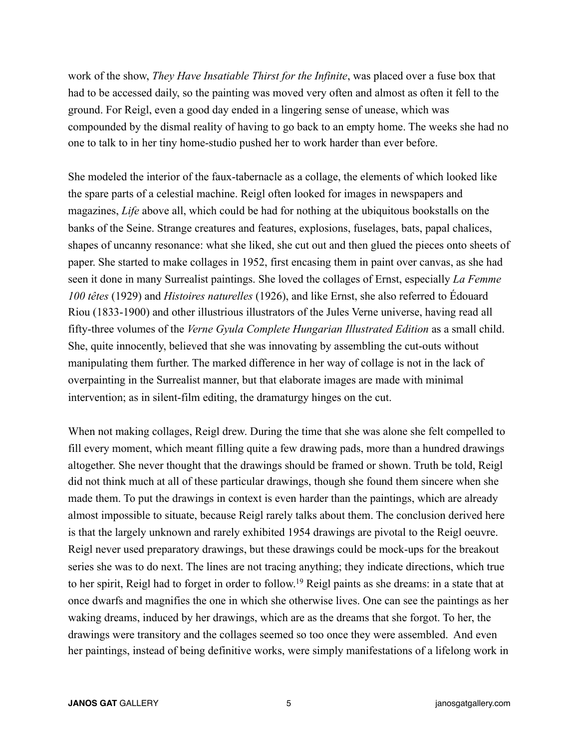work of the show, *They Have Insatiable Thirst for the Infinite*, was placed over a fuse box that had to be accessed daily, so the painting was moved very often and almost as often it fell to the ground. For Reigl, even a good day ended in a lingering sense of unease, which was compounded by the dismal reality of having to go back to an empty home. The weeks she had no one to talk to in her tiny home-studio pushed her to work harder than ever before.

She modeled the interior of the faux-tabernacle as a collage, the elements of which looked like the spare parts of a celestial machine. Reigl often looked for images in newspapers and magazines, *Life* above all, which could be had for nothing at the ubiquitous bookstalls on the banks of the Seine. Strange creatures and features, explosions, fuselages, bats, papal chalices, shapes of uncanny resonance: what she liked, she cut out and then glued the pieces onto sheets of paper. She started to make collages in 1952, first encasing them in paint over canvas, as she had seen it done in many Surrealist paintings. She loved the collages of Ernst, especially *La Femme 100 têtes* (1929) and *Histoires naturelles* (1926), and like Ernst, she also referred to Édouard Riou (1833-1900) and other illustrious illustrators of the Jules Verne universe, having read all fifty-three volumes of the *Verne Gyula Complete Hungarian Illustrated Edition* as a small child. She, quite innocently, believed that she was innovating by assembling the cut-outs without manipulating them further. The marked difference in her way of collage is not in the lack of overpainting in the Surrealist manner, but that elaborate images are made with minimal intervention; as in silent-film editing, the dramaturgy hinges on the cut.

When not making collages, Reigl drew. During the time that she was alone she felt compelled to fill every moment, which meant filling quite a few drawing pads, more than a hundred drawings altogether. She never thought that the drawings should be framed or shown. Truth be told, Reigl did not think much at all of these particular drawings, though she found them sincere when she made them. To put the drawings in context is even harder than the paintings, which are already almost impossible to situate, because Reigl rarely talks about them. The conclusion derived here is that the largely unknown and rarely exhibited 1954 drawings are pivotal to the Reigl oeuvre. Reigl never used preparatory drawings, but these drawings could be mock-ups for the breakout series she was to do next. The lines are not tracing anything; they indicate directions, which true to her spirit, Reigl had to forget in order to follow.[19] Reigl paints as she dreams: in a state that at once dwarfs and magnifies the one in which she otherwise lives. One can see the paintings as her waking dreams, induced by her drawings, which are as the dreams that she forgot. To her, the drawings were transitory and the collages seemed so too once they were assembled. And even her paintings, instead of being definitive works, were simply manifestations of a lifelong work in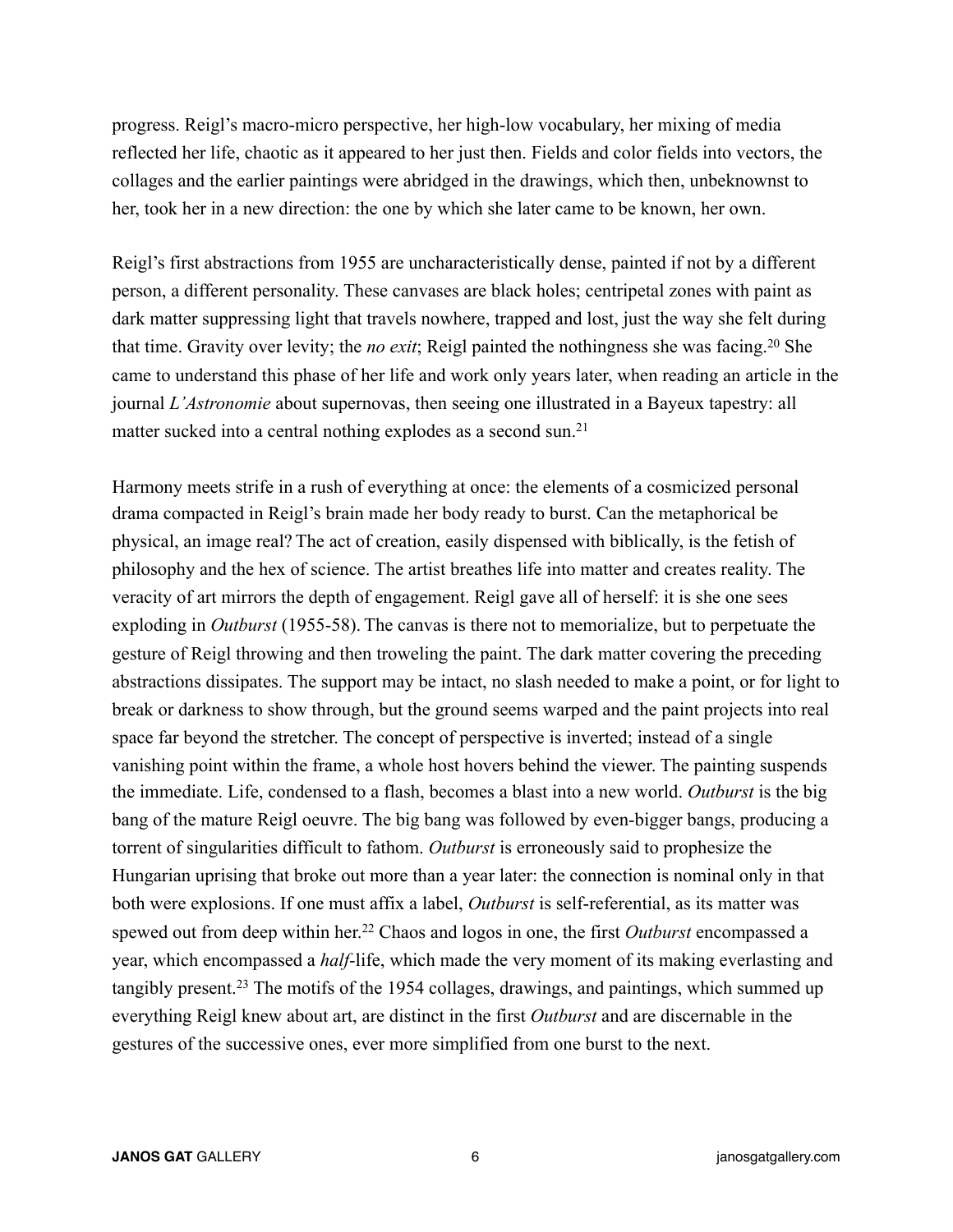progress. Reigl's macro-micro perspective, her high-low vocabulary, her mixing of media reflected her life, chaotic as it appeared to her just then. Fields and color fields into vectors, the collages and the earlier paintings were abridged in the drawings, which then, unbeknownst to her, took her in a new direction: the one by which she later came to be known, her own.

Reigl's first abstractions from 1955 are uncharacteristically dense, painted if not by a different person, a different personality. These canvases are black holes; centripetal zones with paint as dark matter suppressing light that travels nowhere, trapped and lost, just the way she felt during that time. Gravity over levity; the *no exit*; Reigl painted the nothingness she was facing.[20] She came to understand this phase of her life and work only years later, when reading an article in the journal *L'Astronomie* about supernovas, then seeing one illustrated in a Bayeux tapestry: all matter sucked into a central nothing explodes as a second sun.[21]

Harmony meets strife in a rush of everything at once: the elements of a cosmicized personal drama compacted in Reigl's brain made her body ready to burst. Can the metaphorical be physical, an image real? The act of creation, easily dispensed with biblically, is the fetish of philosophy and the hex of science. The artist breathes life into matter and creates reality. The veracity of art mirrors the depth of engagement. Reigl gave all of herself: it is she one sees exploding in *Outburst* (1955-58). The canvas is there not to memorialize, but to perpetuate the gesture of Reigl throwing and then troweling the paint. The dark matter covering the preceding abstractions dissipates. The support may be intact, no slash needed to make a point, or for light to break or darkness to show through, but the ground seems warped and the paint projects into real space far beyond the stretcher. The concept of perspective is inverted; instead of a single vanishing point within the frame, a whole host hovers behind the viewer. The painting suspends the immediate. Life, condensed to a flash, becomes a blast into a new world. *Outburst* is the big bang of the mature Reigl oeuvre. The big bang was followed by even-bigger bangs, producing a torrent of singularities difficult to fathom. *Outburst* is erroneously said to prophesize the Hungarian uprising that broke out more than a year later: the connection is nominal only in that both were explosions. If one must affix a label, *Outburst* is self-referential, as its matter was spewed out from deep within her.[22] Chaos and logos in one, the first *Outburst* encompassed a year, which encompassed a *half*-life, which made the very moment of its making everlasting and tangibly present.[23] The motifs of the 1954 collages, drawings, and paintings, which summed up everything Reigl knew about art, are distinct in the first *Outburst* and are discernable in the gestures of the successive ones, ever more simplified from one burst to the next.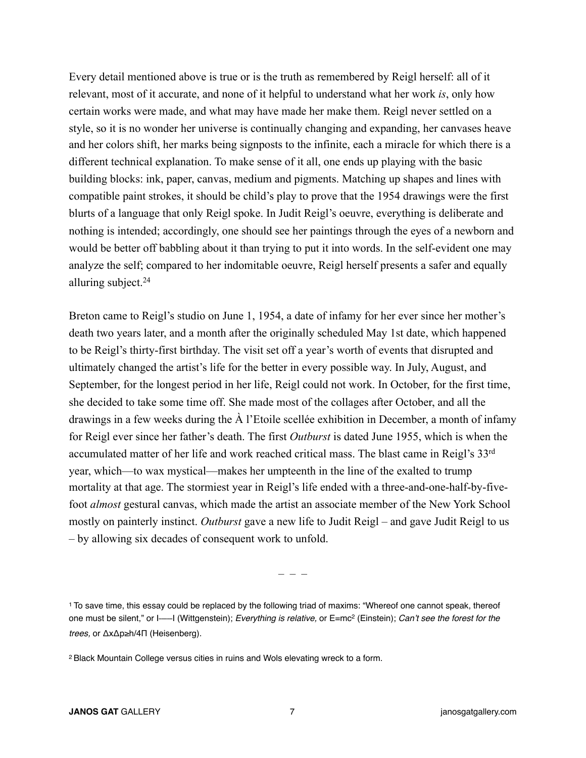Every detail mentioned above is true or is the truth as remembered by Reigl herself: all of it relevant, most of it accurate, and none of it helpful to understand what her work *is*, only how certain works were made, and what may have made her make them. Reigl never settled on a style, so it is no wonder her universe is continually changing and expanding, her canvases heave and her colors shift, her marks being signposts to the infinite, each a miracle for which there is a different technical explanation. To make sense of it all, one ends up playing with the basic building blocks: ink, paper, canvas, medium and pigments. Matching up shapes and lines with compatible paint strokes, it should be child's play to prove that the 1954 drawings were the first blurts of a language that only Reigl spoke. In Judit Reigl's oeuvre, everything is deliberate and nothing is intended; accordingly, one should see her paintings through the eyes of a newborn and would be better off babbling about it than trying to put it into words. In the self-evident one may analyze the self; compared to her indomitable oeuvre, Reigl herself presents a safer and equally alluring subject.[24]

Breton came to Reigl's studio on June 1, 1954, a date of infamy for her ever since her mother's death two years later, and a month after the originally scheduled May 1st date, which happened to be Reigl's thirty-first birthday. The visit set off a year's worth of events that disrupted and ultimately changed the artist's life for the better in every possible way. In July, August, and September, for the longest period in her life, Reigl could not work. In October, for the first time, she decided to take some time off. She made most of the collages after October, and all the drawings in a few weeks during the À l'Etoile scellée exhibition in December, a month of infamy for Reigl ever since her father's death. The first *Outburst* is dated June 1955, which is when the accumulated matter of her life and work reached critical mass. The blast came in Reigl's 33rd year, which—to wax mystical—makes her umpteenth in the line of the exalted to trump mortality at that age. The stormiest year in Reigl's life ended with a three-and-one-half-by-five-foot *almost* gestural canvas, which made the artist an associate member of the New York School mostly on painterly instinct. *Outburst* gave a new life to Judit Reigl – and gave Judit Reigl to us – by allowing six decades of consequent work to unfold.

– – –

[1] To save time, this essay could be replaced by the following triad of maxims: "Whereof one cannot speak, thereof one must be silent," or I—–I (Wittgenstein); *Everything is relative,* or $E=mc^2$ (Einstein); *Can't see the forest for the trees,* or $\Delta x \Delta p \geq h/4\Pi$ (Heisenberg).

[2] Black Mountain College versus cities in ruins and Wols elevating wreck to a form.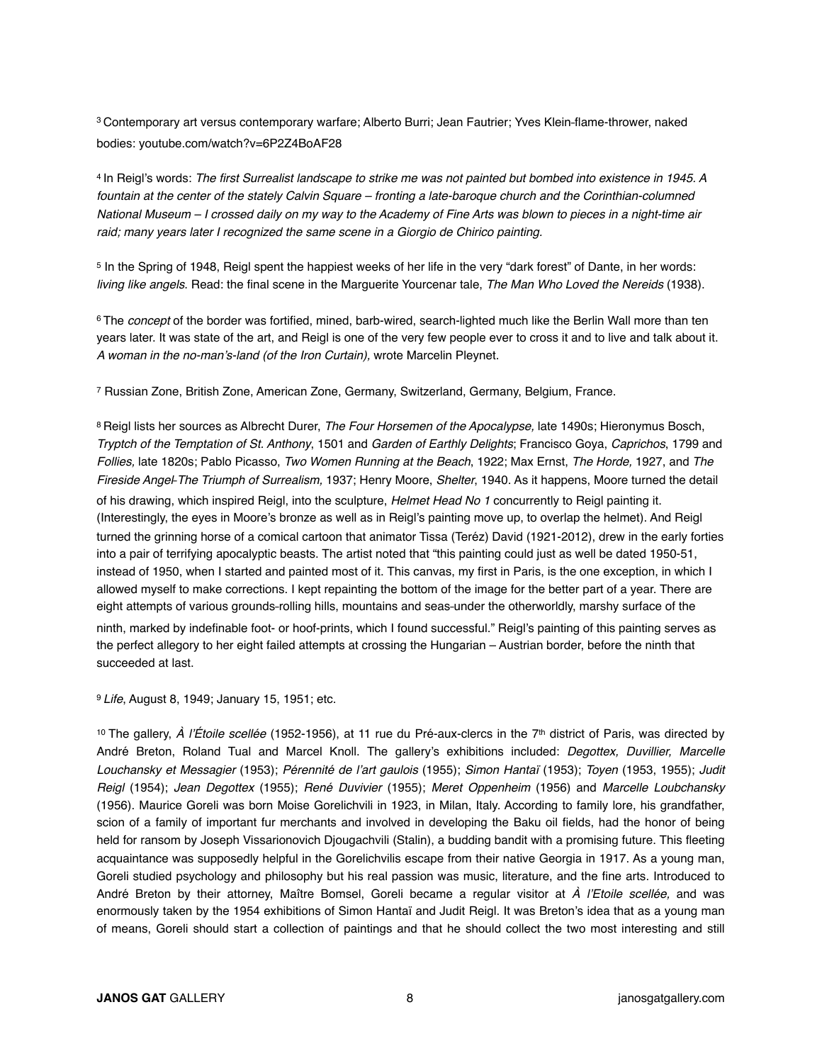[3] Contemporary art versus contemporary warfare; Alberto Burri; Jean Fautrier; Yves Klein-flame-thrower, naked bodies: youtube.com/watch?v=6P2Z4BoAF28

[4] In Reigl's words: *The first Surrealist landscape to strike me was not painted but bombed into existence in 1945. A fountain at the center of the stately Calvin Square – fronting a late-baroque church and the Corinthian-columned National Museum – I crossed daily on my way to the Academy of Fine Arts was blown to pieces in a night-time air raid; many years later I recognized the same scene in a Giorgio de Chirico painting.*

[5] In the Spring of 1948, Reigl spent the happiest weeks of her life in the very "dark forest" of Dante, in her words: *living like angels*. Read: the final scene in the Marguerite Yourcenar tale, *The Man Who Loved the Nereids* (1938).

[6] The *concept* of the border was fortified, mined, barb-wired, search-lighted much like the Berlin Wall more than ten years later. It was state of the art, and Reigl is one of the very few people ever to cross it and to live and talk about it. *A woman in the no-man's-land (of the Iron Curtain),* wrote Marcelin Pleynet.

[7] Russian Zone, British Zone, American Zone, Germany, Switzerland, Germany, Belgium, France.

[8] Reigl lists her sources as Albrecht Durer, *The Four Horsemen of the Apocalypse,* late 1490s; Hieronymus Bosch, *Tryptch of the Temptation of St. Anthony*, 1501 and *Garden of Earthly Delights*; Francisco Goya, *Caprichos*, 1799 and *Follies,* late 1820s; Pablo Picasso, *Two Women Running at the Beach*, 1922; Max Ernst, *The Horde,* 1927, and *The Fireside Angel-The Triumph of Surrealism,* 1937; Henry Moore, *Shelter*, 1940. As it happens, Moore turned the detail of his drawing, which inspired Reigl, into the sculpture, *Helmet Head No 1* concurrently to Reigl painting it. (Interestingly, the eyes in Moore's bronze as well as in Reigl's painting move up, to overlap the helmet). And Reigl turned the grinning horse of a comical cartoon that animator Tissa (Teréz) David (1921-2012), drew in the early forties into a pair of terrifying apocalyptic beasts. The artist noted that "this painting could just as well be dated 1950-51, instead of 1950, when I started and painted most of it. This canvas, my first in Paris, is the one exception, in which I allowed myself to make corrections. I kept repainting the bottom of the image for the better part of a year. There are eight attempts of various grounds-rolling hills, mountains and seas-under the otherworldly, marshy surface of the ninth, marked by indefinable foot- or hoof-prints, which I found successful." Reigl's painting of this painting serves as the perfect allegory to her eight failed attempts at crossing the Hungarian – Austrian border, before the ninth that succeeded at last.

[9] *Life*, August 8, 1949; January 15, 1951; etc.

[10] The gallery, *À l'Étoile scellée* (1952-1956), at 11 rue du Pré-aux-clercs in the 7th district of Paris, was directed by André Breton, Roland Tual and Marcel Knoll. The gallery's exhibitions included: *Degottex, Duvillier, Marcelle Louchansky et Messagier* (1953); *Pérennité de l'art gaulois* (1955); *Simon Hantaï* (1953); *Toyen* (1953, 1955); *Judit Reigl* (1954); *Jean Degottex* (1955); *René Duvivier* (1955); *Meret Oppenheim* (1956) and *Marcelle Loubchansky* (1956). Maurice Goreli was born Moise Gorelichvili in 1923, in Milan, Italy. According to family lore, his grandfather, scion of a family of important fur merchants and involved in developing the Baku oil fields, had the honor of being held for ransom by Joseph Vissarionovich Djougachvili (Stalin), a budding bandit with a promising future. This fleeting acquaintance was supposedly helpful in the Gorelichvilis escape from their native Georgia in 1917. As a young man, Goreli studied psychology and philosophy but his real passion was music, literature, and the fine arts. Introduced to André Breton by their attorney, Maître Bomsel, Goreli became a regular visitor at *À l'Etoile scellée,* and was enormously taken by the 1954 exhibitions of Simon Hantaï and Judit Reigl. It was Breton's idea that as a young man of means, Goreli should start a collection of paintings and that he should collect the two most interesting and still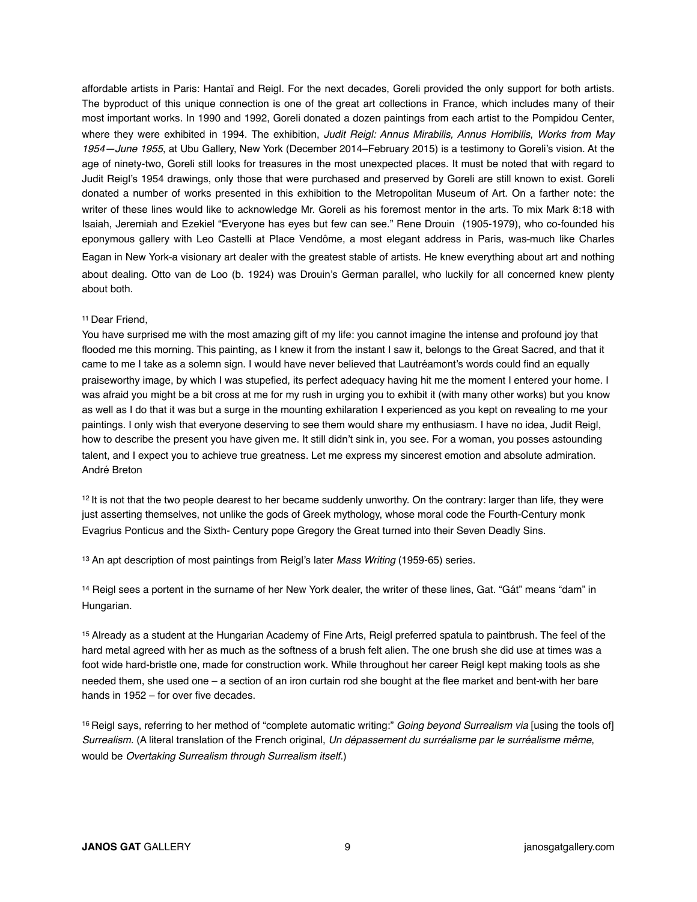affordable artists in Paris: Hantaï and Reigl. For the next decades, Goreli provided the only support for both artists. The byproduct of this unique connection is one of the great art collections in France, which includes many of their most important works. In 1990 and 1992, Goreli donated a dozen paintings from each artist to the Pompidou Center, where they were exhibited in 1994. The exhibition, *Judit Reigl: Annus Mirabilis, Annus Horribilis*, *Works from May 1954—June 1955*, at Ubu Gallery, New York (December 2014–February 2015) is a testimony to Goreli's vision. At the age of ninety-two, Goreli still looks for treasures in the most unexpected places. It must be noted that with regard to Judit Reigl's 1954 drawings, only those that were purchased and preserved by Goreli are still known to exist. Goreli donated a number of works presented in this exhibition to the Metropolitan Museum of Art. On a farther note: the writer of these lines would like to acknowledge Mr. Goreli as his foremost mentor in the arts. To mix Mark 8:18 with Isaiah, Jeremiah and Ezekiel "Everyone has eyes but few can see." Rene Drouin (1905-1979), who co-founded his eponymous gallery with Leo Castelli at Place Vendôme, a most elegant address in Paris, was-much like Charles Eagan in New York-a visionary art dealer with the greatest stable of artists. He knew everything about art and nothing about dealing. Otto van de Loo (b. 1924) was Drouin's German parallel, who luckily for all concerned knew plenty about both.

[11] Dear Friend,
You have surprised me with the most amazing gift of my life: you cannot imagine the intense and profound joy that flooded me this morning. This painting, as I knew it from the instant I saw it, belongs to the Great Sacred, and that it came to me I take as a solemn sign. I would have never believed that Lautréamont's words could find an equally praiseworthy image, by which I was stupefied, its perfect adequacy having hit me the moment I entered your home. I was afraid you might be a bit cross at me for my rush in urging you to exhibit it (with many other works) but you know as well as I do that it was but a surge in the mounting exhilaration I experienced as you kept on revealing to me your paintings. I only wish that everyone deserving to see them would share my enthusiasm. I have no idea, Judit Reigl, how to describe the present you have given me. It still didn't sink in, you see. For a woman, you posses astounding talent, and I expect you to achieve true greatness. Let me express my sincerest emotion and absolute admiration.
André Breton

[12] It is not that the two people dearest to her became suddenly unworthy. On the contrary: larger than life, they were just asserting themselves, not unlike the gods of Greek mythology, whose moral code the Fourth-Century monk Evagrius Ponticus and the Sixth- Century pope Gregory the Great turned into their Seven Deadly Sins.

[13] An apt description of most paintings from Reigl's later *Mass Writing* (1959-65) series.

[14] Reigl sees a portent in the surname of her New York dealer, the writer of these lines, Gat. "Gát" means "dam" in Hungarian.

[15] Already as a student at the Hungarian Academy of Fine Arts, Reigl preferred spatula to paintbrush. The feel of the hard metal agreed with her as much as the softness of a brush felt alien. The one brush she did use at times was a foot wide hard-bristle one, made for construction work. While throughout her career Reigl kept making tools as she needed them, she used one – a section of an iron curtain rod she bought at the flee market and bent-with her bare hands in 1952 – for over five decades.

[16] Reigl says, referring to her method of "complete automatic writing:" *Going beyond Surrealism via* [using the tools of] *Surrealism.* (A literal translation of the French original, *Un dépassement du surréalisme par le surréalisme même*, would be *Overtaking Surrealism through Surrealism itself*.)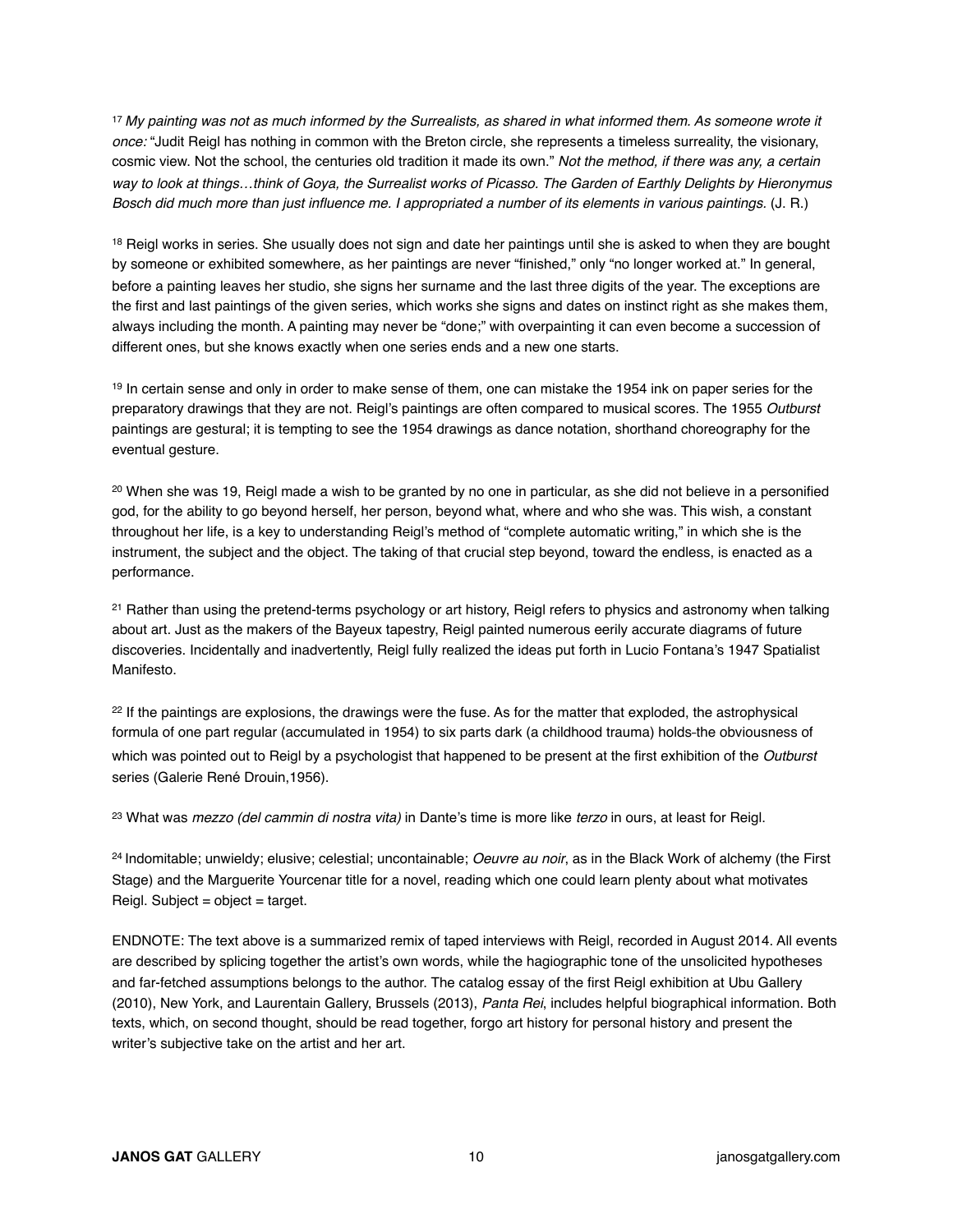[17] *My painting was not as much informed by the Surrealists, as shared in what informed them. As someone wrote it once:* "Judit Reigl has nothing in common with the Breton circle, she represents a timeless surreality, the visionary, cosmic view. Not the school, the centuries old tradition it made its own." *Not the method, if there was any, a certain way to look at things…think of Goya, the Surrealist works of Picasso. The Garden of Earthly Delights by Hieronymus Bosch did much more than just influence me. I appropriated a number of its elements in various paintings*. (J. R.)

[18] Reigl works in series. She usually does not sign and date her paintings until she is asked to when they are bought by someone or exhibited somewhere, as her paintings are never "finished," only "no longer worked at." In general, before a painting leaves her studio, she signs her surname and the last three digits of the year. The exceptions are the first and last paintings of the given series, which works she signs and dates on instinct right as she makes them, always including the month. A painting may never be "done;" with overpainting it can even become a succession of different ones, but she knows exactly when one series ends and a new one starts.

[19] In certain sense and only in order to make sense of them, one can mistake the 1954 ink on paper series for the preparatory drawings that they are not. Reigl's paintings are often compared to musical scores. The 1955 *Outburst* paintings are gestural; it is tempting to see the 1954 drawings as dance notation, shorthand choreography for the eventual gesture.

[20] When she was 19, Reigl made a wish to be granted by no one in particular, as she did not believe in a personified god, for the ability to go beyond herself, her person, beyond what, where and who she was. This wish, a constant throughout her life, is a key to understanding Reigl's method of "complete automatic writing," in which she is the instrument, the subject and the object. The taking of that crucial step beyond, toward the endless, is enacted as a performance.

[21] Rather than using the pretend-terms psychology or art history, Reigl refers to physics and astronomy when talking about art. Just as the makers of the Bayeux tapestry, Reigl painted numerous eerily accurate diagrams of future discoveries. Incidentally and inadvertently, Reigl fully realized the ideas put forth in Lucio Fontana's 1947 Spatialist Manifesto.

[22] If the paintings are explosions, the drawings were the fuse. As for the matter that exploded, the astrophysical formula of one part regular (accumulated in 1954) to six parts dark (a childhood trauma) holds-the obviousness of which was pointed out to Reigl by a psychologist that happened to be present at the first exhibition of the *Outburst* series (Galerie René Drouin,1956).

[23] What was *mezzo (del cammin di nostra vita)* in Dante's time is more like *terzo* in ours, at least for Reigl.

[24] Indomitable; unwieldy; elusive; celestial; uncontainable; *Oeuvre au noir*, as in the Black Work of alchemy (the First Stage) and the Marguerite Yourcenar title for a novel, reading which one could learn plenty about what motivates Reigl. Subject = object = target.

ENDNOTE: The text above is a summarized remix of taped interviews with Reigl, recorded in August 2014. All events are described by splicing together the artist's own words, while the hagiographic tone of the unsolicited hypotheses and far-fetched assumptions belongs to the author. The catalog essay of the first Reigl exhibition at Ubu Gallery (2010), New York, and Laurentain Gallery, Brussels (2013), *Panta Rei*, includes helpful biographical information. Both texts, which, on second thought, should be read together, forgo art history for personal history and present the writer's subjective take on the artist and her art.